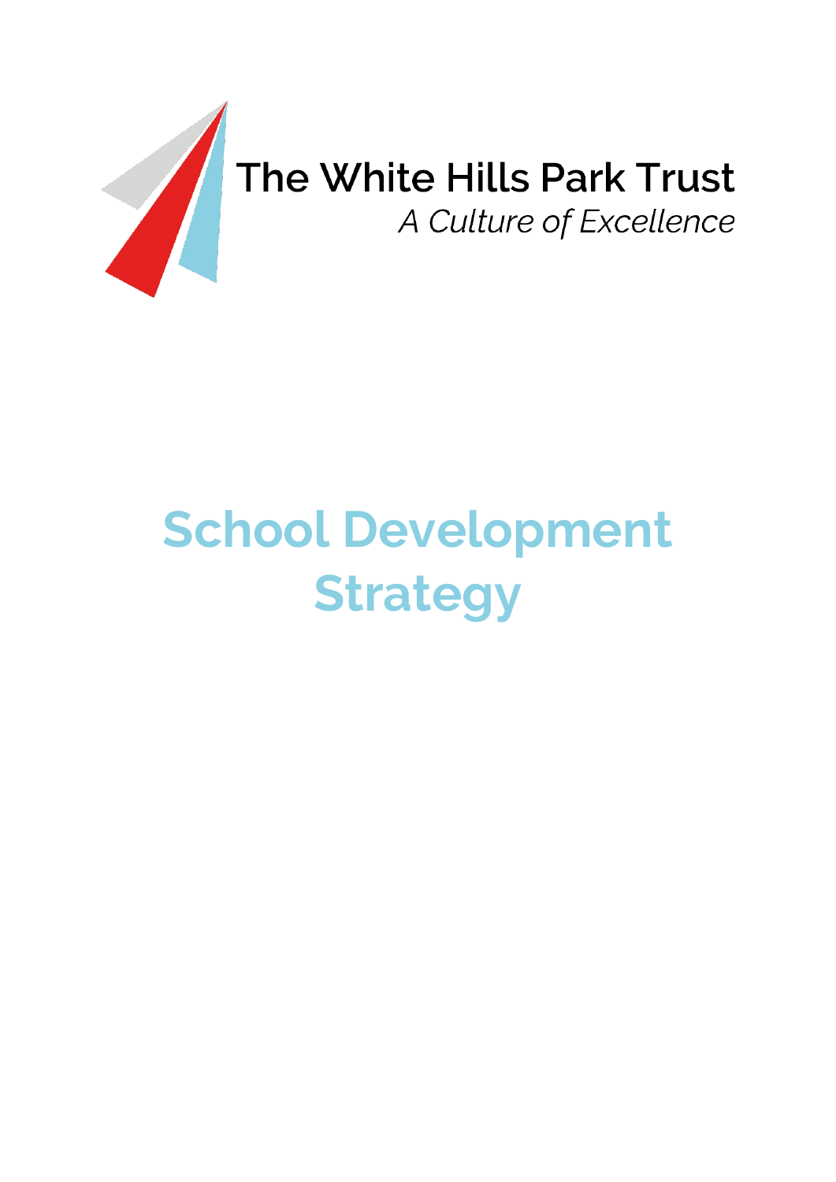The White Hills Park Trust

*A Culture of Excellence*

# School Development Strategy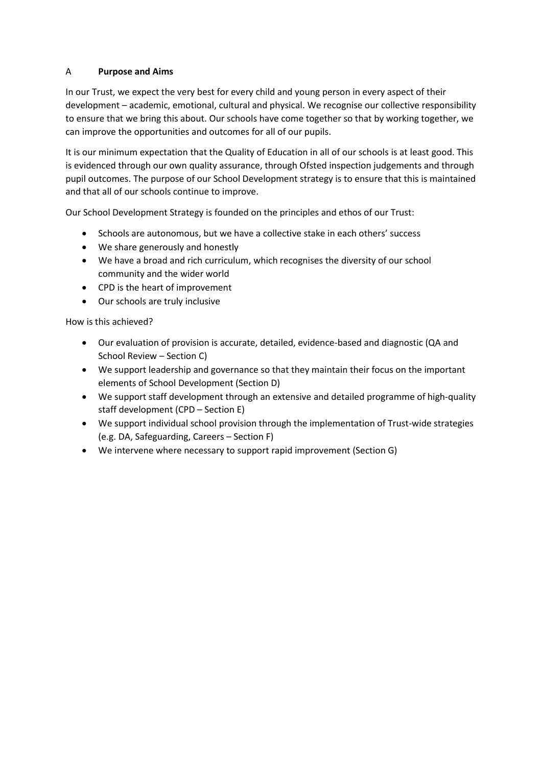## A Purpose and Aims

In our Trust, we expect the very best for every child and young person in every aspect of their development – academic, emotional, cultural and physical. We recognise our collective responsibility to ensure that we bring this about. Our schools have come together so that by working together, we can improve the opportunities and outcomes for all of our pupils.

It is our minimum expectation that the Quality of Education in all of our schools is at least good. This is evidenced through our own quality assurance, through Ofsted inspection judgements and through pupil outcomes. The purpose of our School Development strategy is to ensure that this is maintained and that all of our schools continue to improve.

Our School Development Strategy is founded on the principles and ethos of our Trust:

- Schools are autonomous, but we have a collective stake in each others' success
- We share generously and honestly
- We have a broad and rich curriculum, which recognises the diversity of our school community and the wider world
- CPD is the heart of improvement
- Our schools are truly inclusive

How is this achieved?

- Our evaluation of provision is accurate, detailed, evidence-based and diagnostic (QA and School Review – Section C)
- We support leadership and governance so that they maintain their focus on the important elements of School Development (Section D)
- We support staff development through an extensive and detailed programme of high-quality staff development (CPD – Section E)
- We support individual school provision through the implementation of Trust-wide strategies (e.g. DA, Safeguarding, Careers – Section F)
- We intervene where necessary to support rapid improvement (Section G)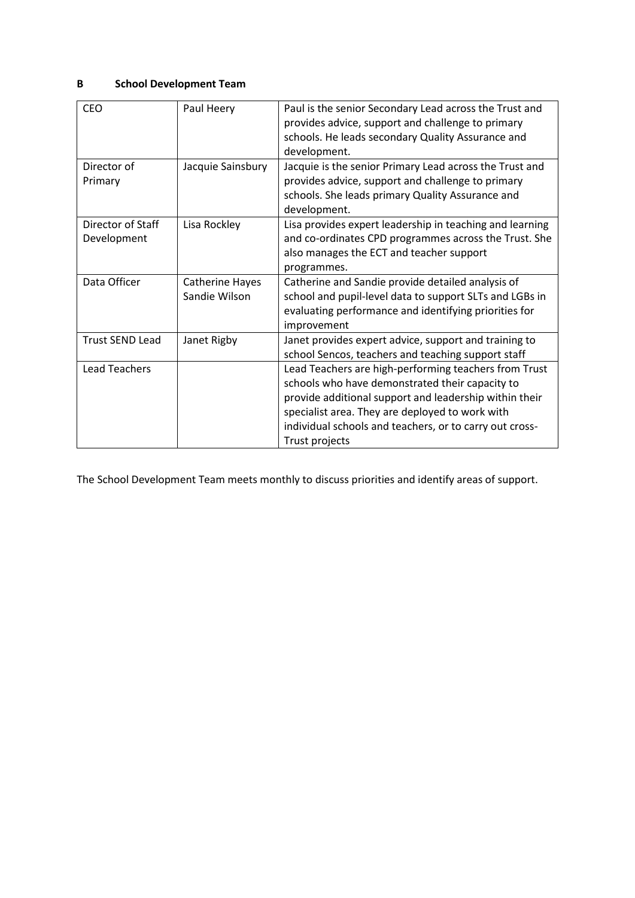## B School Development Team

| | | |
|---|---|---|
| CEO | Paul Heery | Paul is the senior Secondary Lead across the Trust and provides advice, support and challenge to primary schools. He leads secondary Quality Assurance and development. |
| Director of Primary | Jacquie Sainsbury | Jacquie is the senior Primary Lead across the Trust and provides advice, support and challenge to primary schools. She leads primary Quality Assurance and development. |
| Director of Staff Development | Lisa Rockley | Lisa provides expert leadership in teaching and learning and co-ordinates CPD programmes across the Trust. She also manages the ECT and teacher support programmes. |
| Data Officer | Catherine Hayes<br>Sandie Wilson | Catherine and Sandie provide detailed analysis of school and pupil-level data to support SLTs and LGBs in evaluating performance and identifying priorities for improvement |
| Trust SEND Lead | Janet Rigby | Janet provides expert advice, support and training to school Sencos, teachers and teaching support staff |
| Lead Teachers | | Lead Teachers are high-performing teachers from Trust schools who have demonstrated their capacity to provide additional support and leadership within their specialist area. They are deployed to work with individual schools and teachers, or to carry out cross-Trust projects |

The School Development Team meets monthly to discuss priorities and identify areas of support.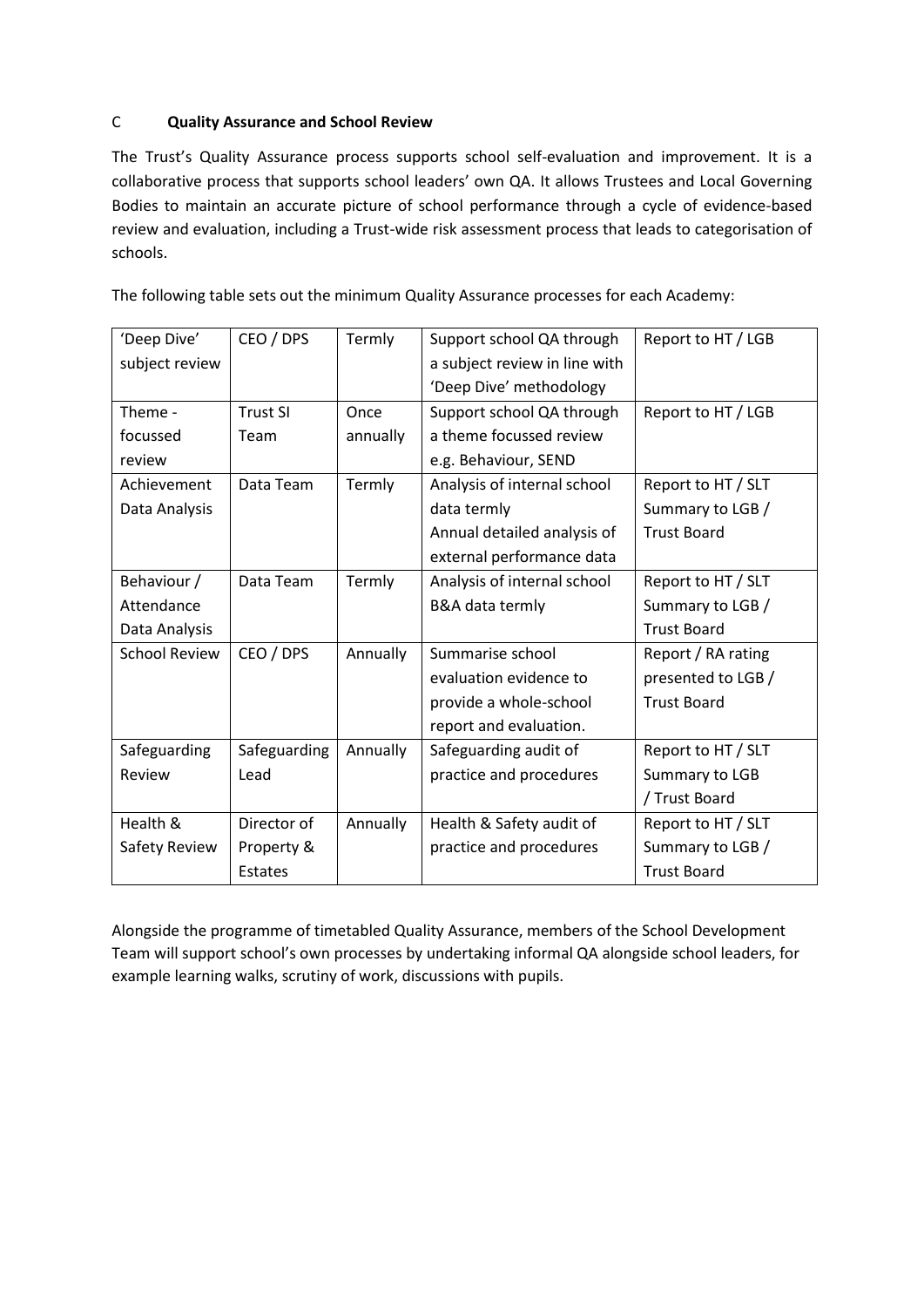## C Quality Assurance and School Review

The Trust's Quality Assurance process supports school self-evaluation and improvement. It is a collaborative process that supports school leaders' own QA. It allows Trustees and Local Governing Bodies to maintain an accurate picture of school performance through a cycle of evidence-based review and evaluation, including a Trust-wide risk assessment process that leads to categorisation of schools.

The following table sets out the minimum Quality Assurance processes for each Academy:

| | | | | |
|---|---|---|---|---|
| 'Deep Dive' subject review | CEO / DPS | Termly | Support school QA through a subject review in line with 'Deep Dive' methodology | Report to HT / LGB |
| Theme - focussed review | Trust SI Team | Once annually | Support school QA through a theme focussed review e.g. Behaviour, SEND | Report to HT / LGB |
| Achievement Data Analysis | Data Team | Termly | Analysis of internal school data termly<br>Annual detailed analysis of external performance data | Report to HT / SLT<br>Summary to LGB / Trust Board |
| Behaviour / Attendance Data Analysis | Data Team | Termly | Analysis of internal school B&A data termly | Report to HT / SLT<br>Summary to LGB / Trust Board |
| School Review | CEO / DPS | Annually | Summarise school evaluation evidence to provide a whole-school report and evaluation. | Report / RA rating presented to LGB / Trust Board |
| Safeguarding Review | Safeguarding Lead | Annually | Safeguarding audit of practice and procedures | Report to HT / SLT<br>Summary to LGB / Trust Board |
| Health & Safety Review | Director of Property & Estates | Annually | Health & Safety audit of practice and procedures | Report to HT / SLT<br>Summary to LGB / Trust Board |

Alongside the programme of timetabled Quality Assurance, members of the School Development Team will support school's own processes by undertaking informal QA alongside school leaders, for example learning walks, scrutiny of work, discussions with pupils.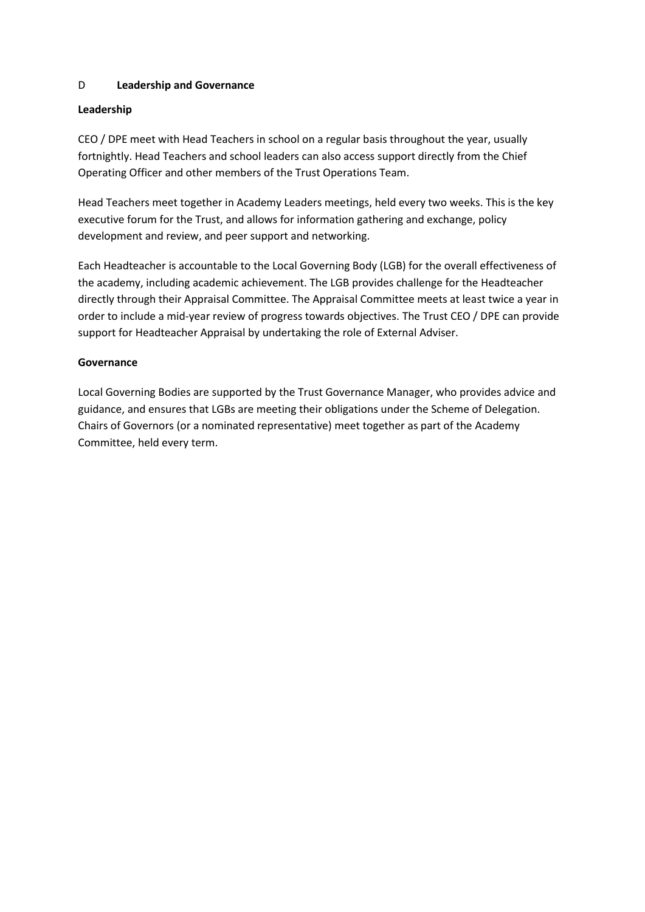## D Leadership and Governance

### Leadership

CEO / DPE meet with Head Teachers in school on a regular basis throughout the year, usually fortnightly. Head Teachers and school leaders can also access support directly from the Chief Operating Officer and other members of the Trust Operations Team.

Head Teachers meet together in Academy Leaders meetings, held every two weeks. This is the key executive forum for the Trust, and allows for information gathering and exchange, policy development and review, and peer support and networking.

Each Headteacher is accountable to the Local Governing Body (LGB) for the overall effectiveness of the academy, including academic achievement. The LGB provides challenge for the Headteacher directly through their Appraisal Committee. The Appraisal Committee meets at least twice a year in order to include a mid-year review of progress towards objectives. The Trust CEO / DPE can provide support for Headteacher Appraisal by undertaking the role of External Adviser.

### Governance

Local Governing Bodies are supported by the Trust Governance Manager, who provides advice and guidance, and ensures that LGBs are meeting their obligations under the Scheme of Delegation. Chairs of Governors (or a nominated representative) meet together as part of the Academy Committee, held every term.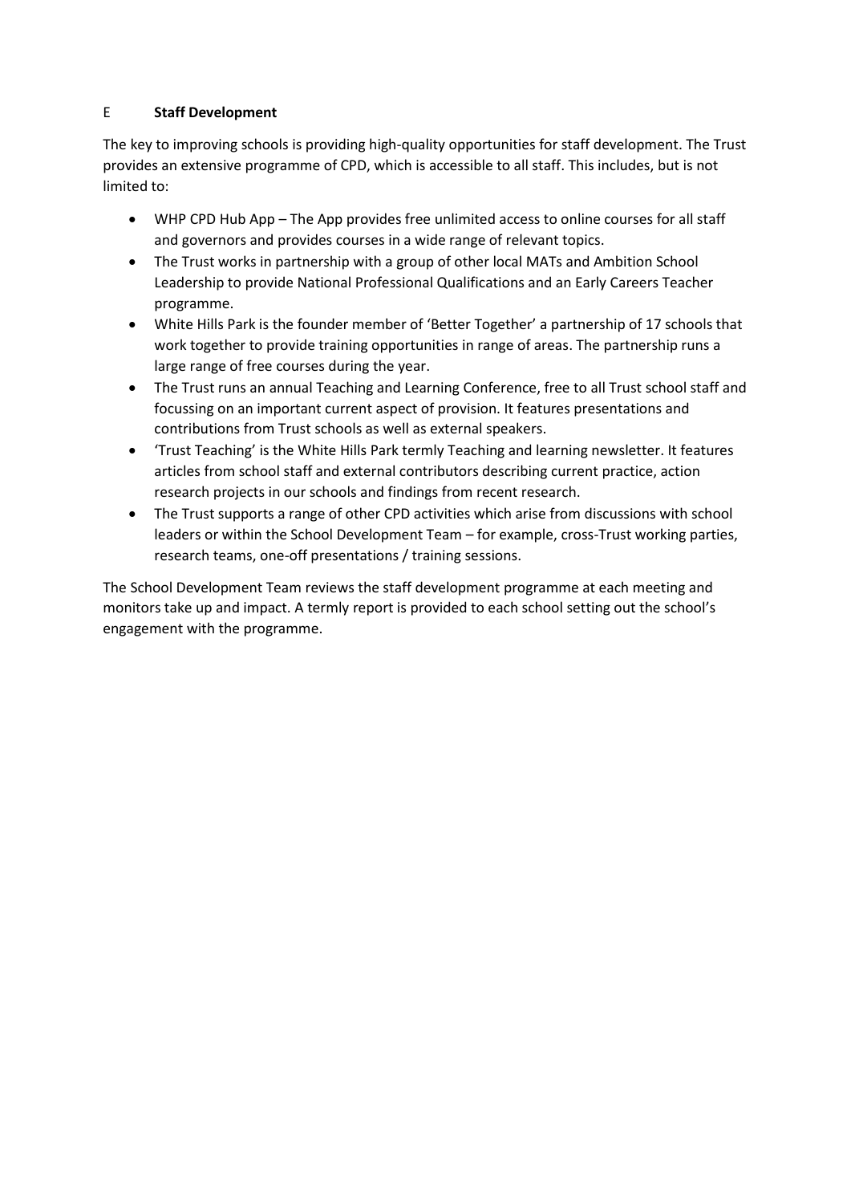## E Staff Development

The key to improving schools is providing high-quality opportunities for staff development. The Trust provides an extensive programme of CPD, which is accessible to all staff. This includes, but is not limited to:

- WHP CPD Hub App – The App provides free unlimited access to online courses for all staff and governors and provides courses in a wide range of relevant topics.
- The Trust works in partnership with a group of other local MATs and Ambition School Leadership to provide National Professional Qualifications and an Early Careers Teacher programme.
- White Hills Park is the founder member of 'Better Together' a partnership of 17 schools that work together to provide training opportunities in range of areas. The partnership runs a large range of free courses during the year.
- The Trust runs an annual Teaching and Learning Conference, free to all Trust school staff and focussing on an important current aspect of provision. It features presentations and contributions from Trust schools as well as external speakers.
- 'Trust Teaching' is the White Hills Park termly Teaching and learning newsletter. It features articles from school staff and external contributors describing current practice, action research projects in our schools and findings from recent research.
- The Trust supports a range of other CPD activities which arise from discussions with school leaders or within the School Development Team – for example, cross-Trust working parties, research teams, one-off presentations / training sessions.

The School Development Team reviews the staff development programme at each meeting and monitors take up and impact. A termly report is provided to each school setting out the school's engagement with the programme.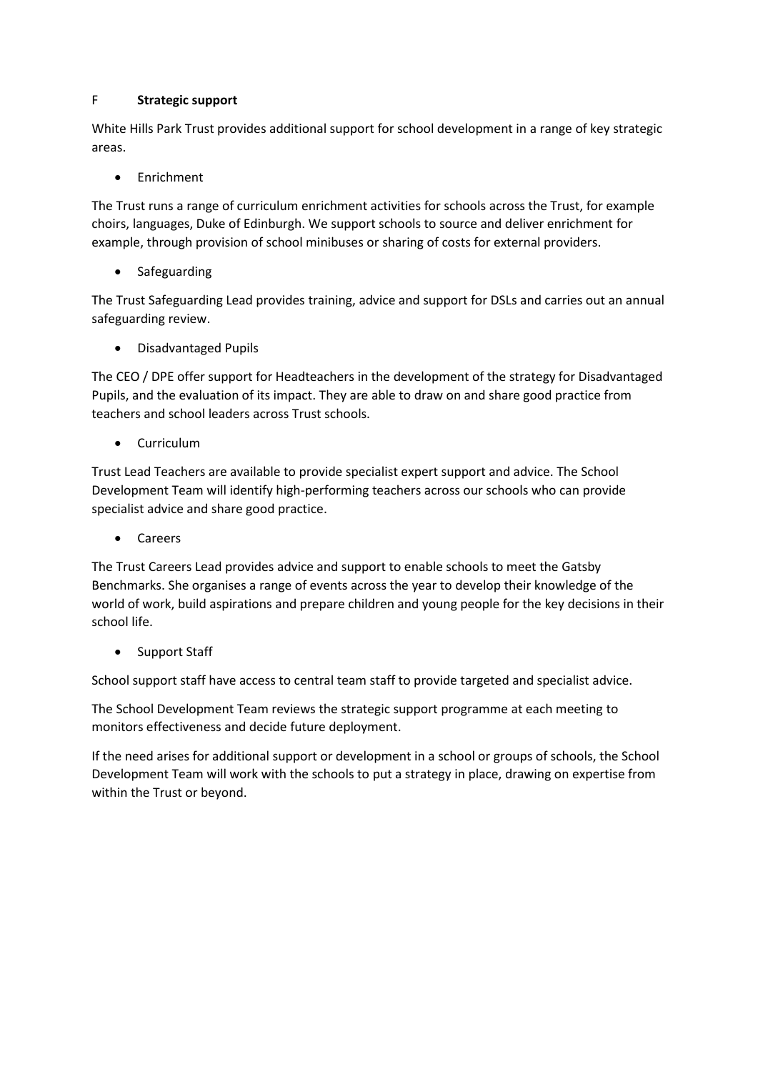## F Strategic support

White Hills Park Trust provides additional support for school development in a range of key strategic areas.

- Enrichment

The Trust runs a range of curriculum enrichment activities for schools across the Trust, for example choirs, languages, Duke of Edinburgh. We support schools to source and deliver enrichment for example, through provision of school minibuses or sharing of costs for external providers.

- Safeguarding

The Trust Safeguarding Lead provides training, advice and support for DSLs and carries out an annual safeguarding review.

- Disadvantaged Pupils

The CEO / DPE offer support for Headteachers in the development of the strategy for Disadvantaged Pupils, and the evaluation of its impact. They are able to draw on and share good practice from teachers and school leaders across Trust schools.

- Curriculum

Trust Lead Teachers are available to provide specialist expert support and advice. The School Development Team will identify high-performing teachers across our schools who can provide specialist advice and share good practice.

- Careers

The Trust Careers Lead provides advice and support to enable schools to meet the Gatsby Benchmarks. She organises a range of events across the year to develop their knowledge of the world of work, build aspirations and prepare children and young people for the key decisions in their school life.

- Support Staff

School support staff have access to central team staff to provide targeted and specialist advice.

The School Development Team reviews the strategic support programme at each meeting to monitors effectiveness and decide future deployment.

If the need arises for additional support or development in a school or groups of schools, the School Development Team will work with the schools to put a strategy in place, drawing on expertise from within the Trust or beyond.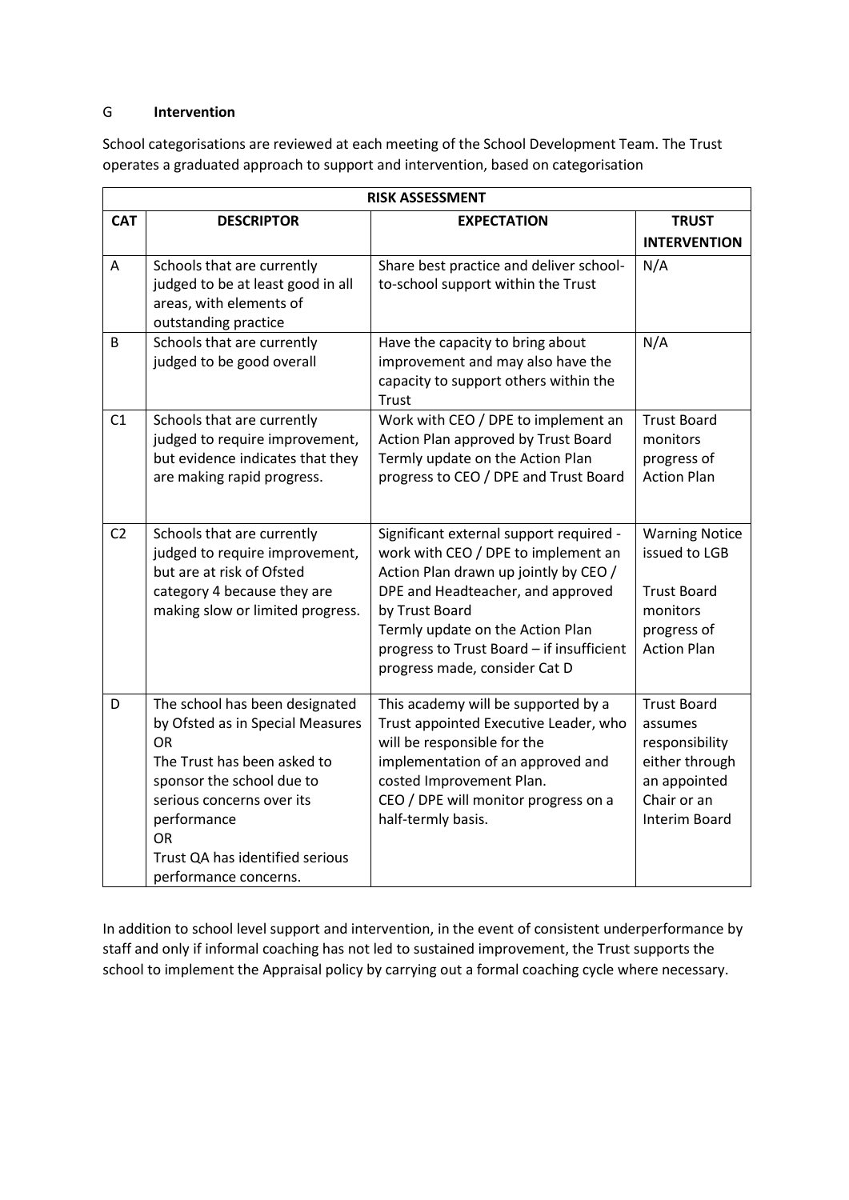## G Intervention

School categorisations are reviewed at each meeting of the School Development Team. The Trust operates a graduated approach to support and intervention, based on categorisation

| RISK ASSESSMENT | | | |
|---|---|---|---|
| **CAT** | **DESCRIPTOR** | **EXPECTATION** | **TRUST INTERVENTION** |
| A | Schools that are currently judged to be at least good in all areas, with elements of outstanding practice | Share best practice and deliver school-to-school support within the Trust | N/A |
| B | Schools that are currently judged to be good overall | Have the capacity to bring about improvement and may also have the capacity to support others within the Trust | N/A |
| C1 | Schools that are currently judged to require improvement, but evidence indicates that they are making rapid progress. | Work with CEO / DPE to implement an Action Plan approved by Trust Board<br>Termly update on the Action Plan progress to CEO / DPE and Trust Board | Trust Board monitors progress of Action Plan |
| C2 | Schools that are currently judged to require improvement, but are at risk of Ofsted category 4 because they are making slow or limited progress. | Significant external support required - work with CEO / DPE to implement an Action Plan drawn up jointly by CEO / DPE and Headteacher, and approved by Trust Board<br>Termly update on the Action Plan progress to Trust Board – if insufficient progress made, consider Cat D | Warning Notice issued to LGB<br><br>Trust Board monitors progress of Action Plan |
| D | The school has been designated by Ofsted as in Special Measures<br>OR<br>The Trust has been asked to sponsor the school due to serious concerns over its performance<br>OR<br>Trust QA has identified serious performance concerns. | This academy will be supported by a Trust appointed Executive Leader, who will be responsible for the implementation of an approved and costed Improvement Plan.<br>CEO / DPE will monitor progress on a half-termly basis. | Trust Board assumes responsibility either through an appointed Chair or an Interim Board |

In addition to school level support and intervention, in the event of consistent underperformance by staff and only if informal coaching has not led to sustained improvement, the Trust supports the school to implement the Appraisal policy by carrying out a formal coaching cycle where necessary.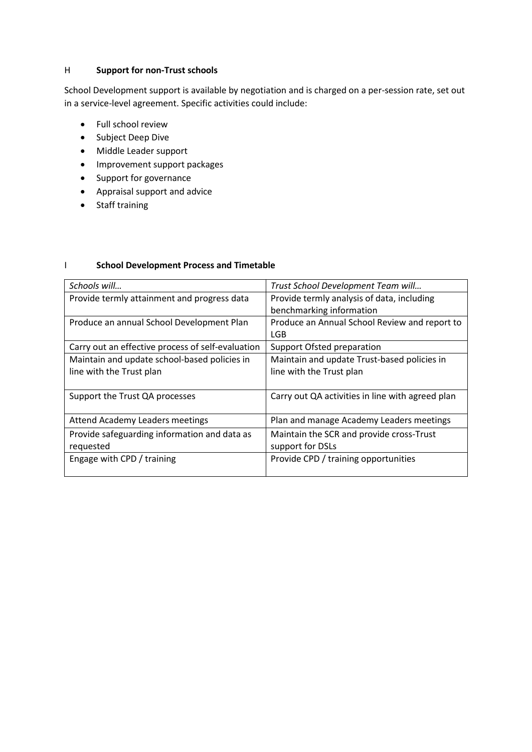## H Support for non-Trust schools

School Development support is available by negotiation and is charged on a per-session rate, set out in a service-level agreement. Specific activities could include:

- Full school review
- Subject Deep Dive
- Middle Leader support
- Improvement support packages
- Support for governance
- Appraisal support and advice
- Staff training

## I School Development Process and Timetable

| *Schools will…* | *Trust School Development Team will…* |
|---|---|
| Provide termly attainment and progress data | Provide termly analysis of data, including benchmarking information |
| Produce an annual School Development Plan | Produce an Annual School Review and report to LGB |
| Carry out an effective process of self-evaluation | Support Ofsted preparation |
| Maintain and update school-based policies in line with the Trust plan | Maintain and update Trust-based policies in line with the Trust plan |
| Support the Trust QA processes | Carry out QA activities in line with agreed plan |
| Attend Academy Leaders meetings | Plan and manage Academy Leaders meetings |
| Provide safeguarding information and data as requested | Maintain the SCR and provide cross-Trust support for DSLs |
| Engage with CPD / training | Provide CPD / training opportunities |